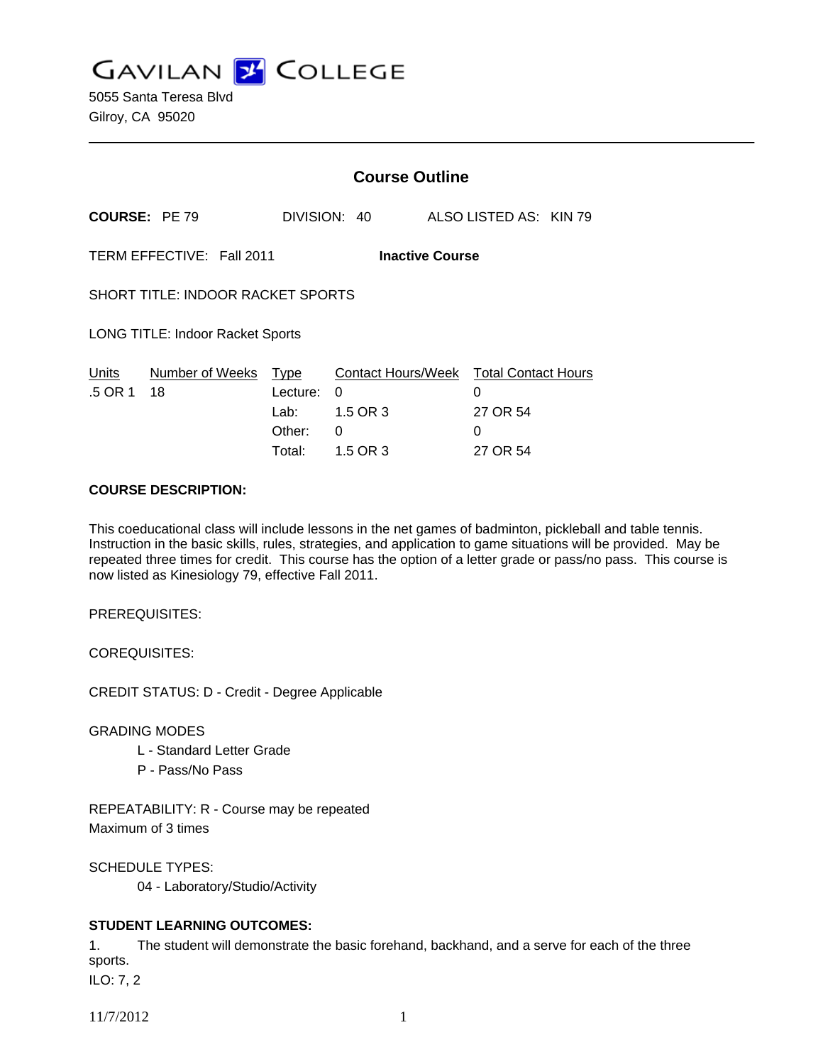# GAVILAN COLLEGE

5055 Santa Teresa Blvd
Gilroy, CA 95020

---

## Course Outline

**COURSE:** PE 79 DIVISION: 40 ALSO LISTED AS: KIN 79

TERM EFFECTIVE: Fall 2011 **Inactive Course**

SHORT TITLE: INDOOR RACKET SPORTS

LONG TITLE: Indoor Racket Sports

| Units | Number of Weeks | Type | Contact Hours/Week | Total Contact Hours |
|---|---|---|---|---|
| .5 OR 1 | 18 | Lecture: | 0 | 0 |
| | | Lab: | 1.5 OR 3 | 27 OR 54 |
| | | Other: | 0 | 0 |
| | | Total: | 1.5 OR 3 | 27 OR 54 |

**COURSE DESCRIPTION:**

This coeducational class will include lessons in the net games of badminton, pickleball and table tennis. Instruction in the basic skills, rules, strategies, and application to game situations will be provided. May be repeated three times for credit. This course has the option of a letter grade or pass/no pass. This course is now listed as Kinesiology 79, effective Fall 2011.

PREREQUISITES:

COREQUISITES:

CREDIT STATUS: D - Credit - Degree Applicable

GRADING MODES

L - Standard Letter Grade
P - Pass/No Pass

REPEATABILITY: R - Course may be repeated
Maximum of 3 times

SCHEDULE TYPES:

04 - Laboratory/Studio/Activity

**STUDENT LEARNING OUTCOMES:**

1. The student will demonstrate the basic forehand, backhand, and a serve for each of the three sports.
ILO: 7, 2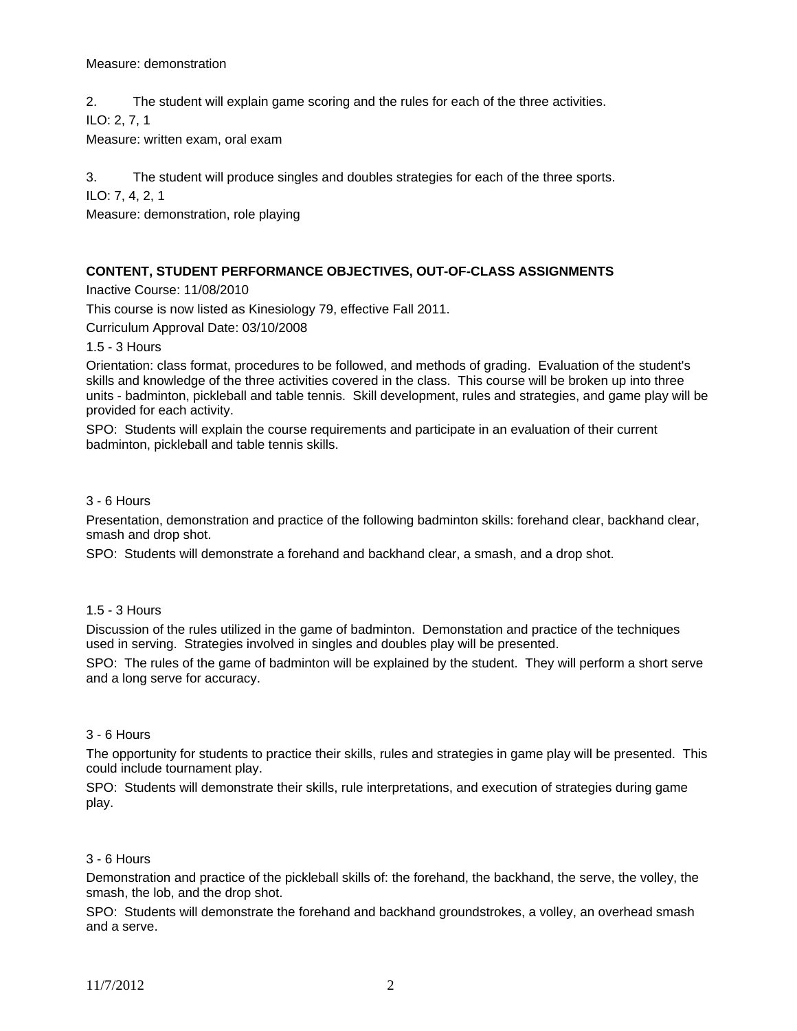Measure: demonstration

2. The student will explain game scoring and the rules for each of the three activities.
ILO: 2, 7, 1
Measure: written exam, oral exam

3. The student will produce singles and doubles strategies for each of the three sports.
ILO: 7, 4, 2, 1
Measure: demonstration, role playing

**CONTENT, STUDENT PERFORMANCE OBJECTIVES, OUT-OF-CLASS ASSIGNMENTS**

Inactive Course: 11/08/2010

This course is now listed as Kinesiology 79, effective Fall 2011.

Curriculum Approval Date: 03/10/2008

1.5 - 3 Hours

Orientation: class format, procedures to be followed, and methods of grading. Evaluation of the student's skills and knowledge of the three activities covered in the class. This course will be broken up into three units - badminton, pickleball and table tennis. Skill development, rules and strategies, and game play will be provided for each activity.

SPO: Students will explain the course requirements and participate in an evaluation of their current badminton, pickleball and table tennis skills.

3 - 6 Hours

Presentation, demonstration and practice of the following badminton skills: forehand clear, backhand clear, smash and drop shot.

SPO: Students will demonstrate a forehand and backhand clear, a smash, and a drop shot.

1.5 - 3 Hours

Discussion of the rules utilized in the game of badminton. Demonstation and practice of the techniques used in serving. Strategies involved in singles and doubles play will be presented.

SPO: The rules of the game of badminton will be explained by the student. They will perform a short serve and a long serve for accuracy.

3 - 6 Hours

The opportunity for students to practice their skills, rules and strategies in game play will be presented. This could include tournament play.

SPO: Students will demonstrate their skills, rule interpretations, and execution of strategies during game play.

3 - 6 Hours

Demonstration and practice of the pickleball skills of: the forehand, the backhand, the serve, the volley, the smash, the lob, and the drop shot.

SPO: Students will demonstrate the forehand and backhand groundstrokes, a volley, an overhead smash and a serve.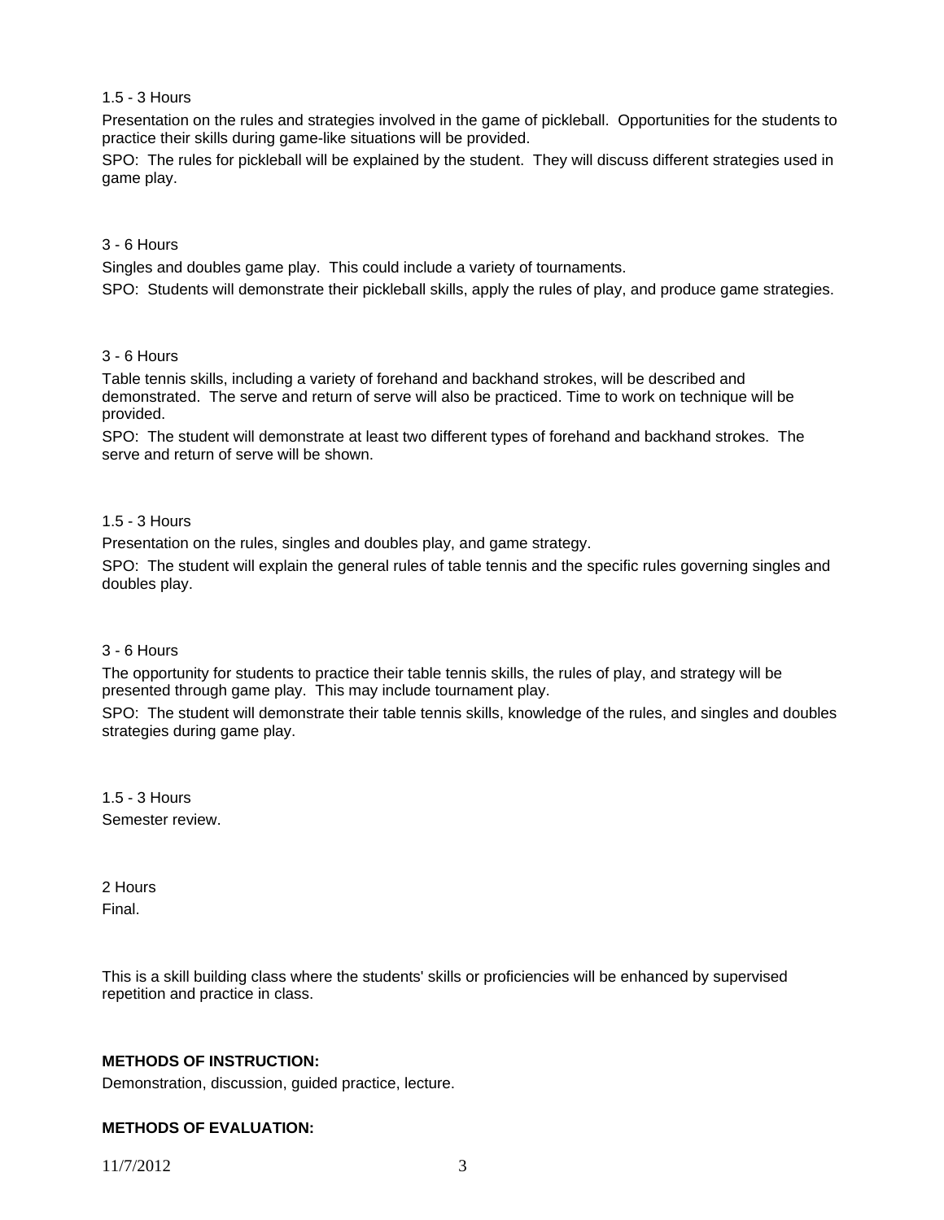1.5 - 3 Hours

Presentation on the rules and strategies involved in the game of pickleball. Opportunities for the students to practice their skills during game-like situations will be provided.

SPO: The rules for pickleball will be explained by the student. They will discuss different strategies used in game play.

3 - 6 Hours

Singles and doubles game play. This could include a variety of tournaments.

SPO: Students will demonstrate their pickleball skills, apply the rules of play, and produce game strategies.

3 - 6 Hours

Table tennis skills, including a variety of forehand and backhand strokes, will be described and demonstrated. The serve and return of serve will also be practiced. Time to work on technique will be provided.

SPO: The student will demonstrate at least two different types of forehand and backhand strokes. The serve and return of serve will be shown.

1.5 - 3 Hours

Presentation on the rules, singles and doubles play, and game strategy.

SPO: The student will explain the general rules of table tennis and the specific rules governing singles and doubles play.

3 - 6 Hours

The opportunity for students to practice their table tennis skills, the rules of play, and strategy will be presented through game play. This may include tournament play.

SPO: The student will demonstrate their table tennis skills, knowledge of the rules, and singles and doubles strategies during game play.

1.5 - 3 Hours
Semester review.

2 Hours
Final.

This is a skill building class where the students' skills or proficiencies will be enhanced by supervised repetition and practice in class.

**METHODS OF INSTRUCTION:**

Demonstration, discussion, guided practice, lecture.

**METHODS OF EVALUATION:**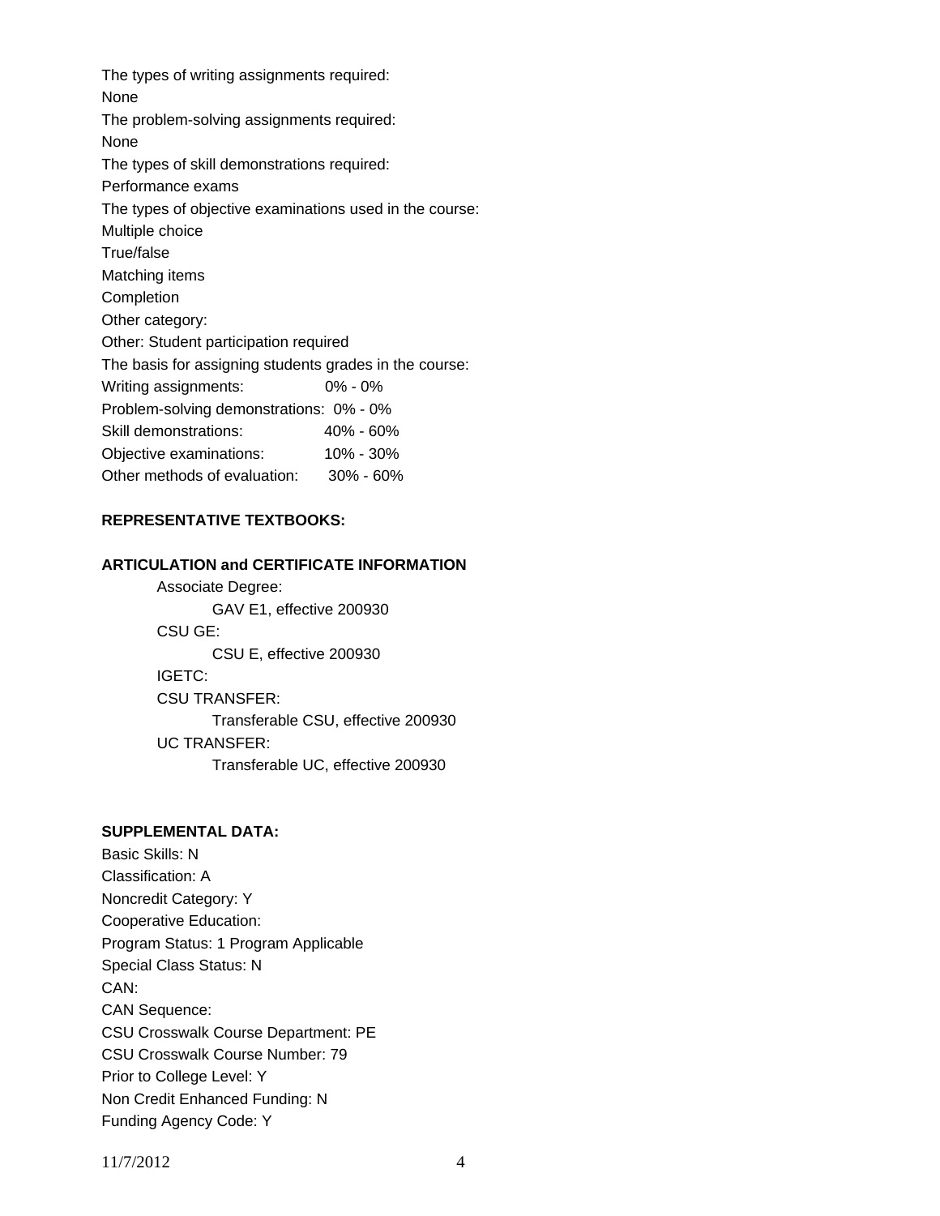The types of writing assignments required:
None
The problem-solving assignments required:
None
The types of skill demonstrations required:
Performance exams
The types of objective examinations used in the course:
Multiple choice
True/false
Matching items
Completion
Other category:
Other: Student participation required
The basis for assigning students grades in the course:

| | |
|---|---|
| Writing assignments: | 0% - 0% |
| Problem-solving demonstrations: | 0% - 0% |
| Skill demonstrations: | 40% - 60% |
| Objective examinations: | 10% - 30% |
| Other methods of evaluation: | 30% - 60% |

**REPRESENTATIVE TEXTBOOKS:**

**ARTICULATION and CERTIFICATE INFORMATION**

Associate Degree:
    GAV E1, effective 200930
CSU GE:
    CSU E, effective 200930
IGETC:
CSU TRANSFER:
    Transferable CSU, effective 200930
UC TRANSFER:
    Transferable UC, effective 200930

**SUPPLEMENTAL DATA:**

Basic Skills: N
Classification: A
Noncredit Category: Y
Cooperative Education:
Program Status: 1 Program Applicable
Special Class Status: N
CAN:
CAN Sequence:
CSU Crosswalk Course Department: PE
CSU Crosswalk Course Number: 79
Prior to College Level: Y
Non Credit Enhanced Funding: N
Funding Agency Code: Y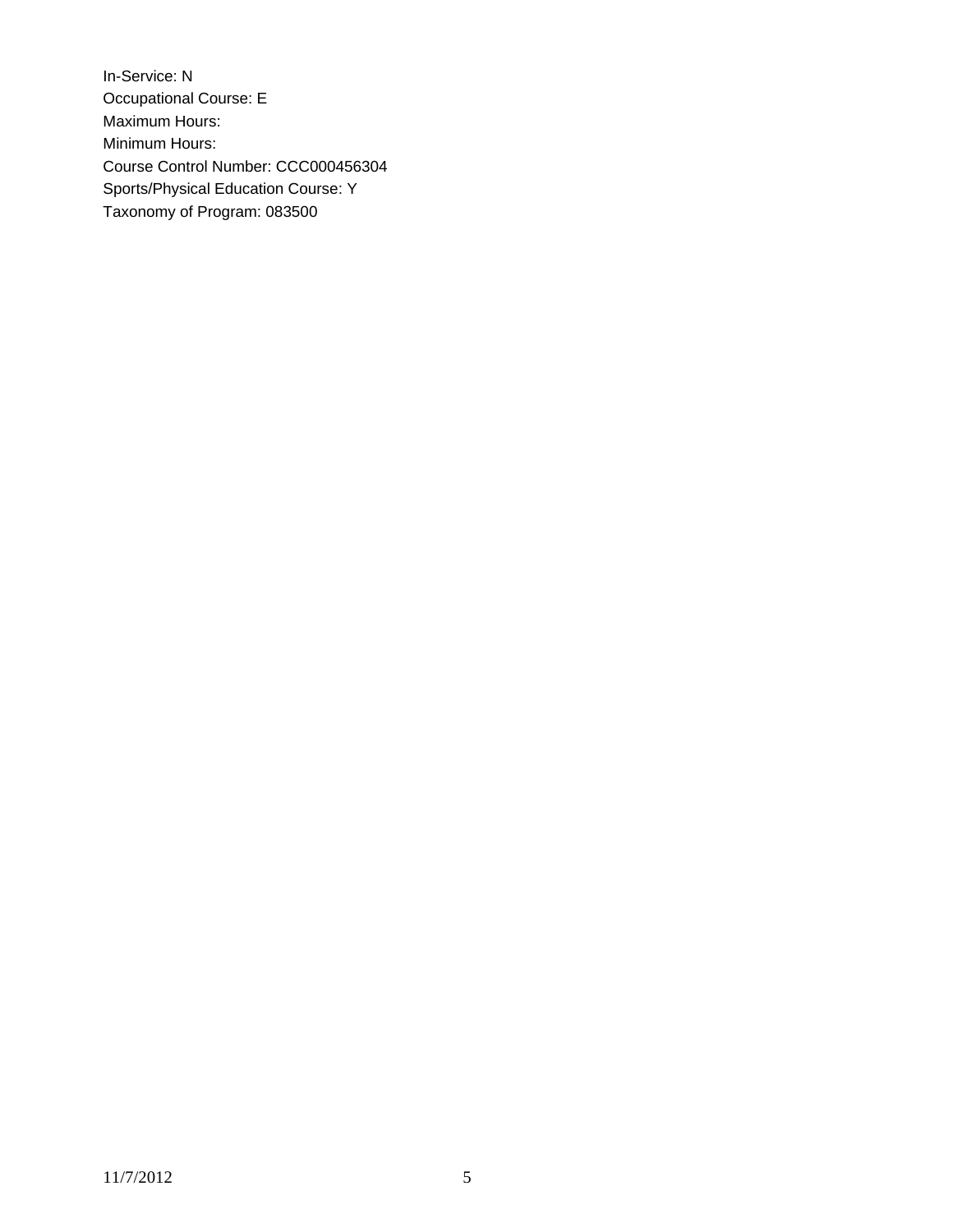In-Service: N
Occupational Course: E
Maximum Hours:
Minimum Hours:
Course Control Number: CCC000456304
Sports/Physical Education Course: Y
Taxonomy of Program: 083500